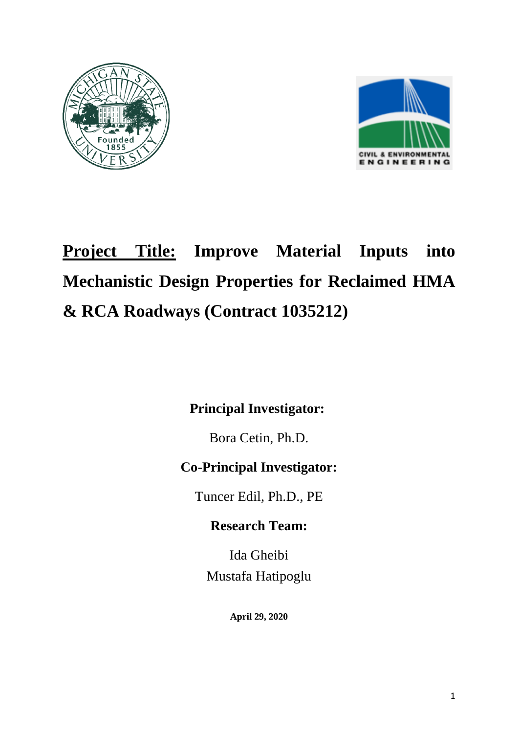# **Project Title:** Improve Material Inputs into Mechanistic Design Properties for Reclaimed HMA & RCA Roadways (Contract 1035212)

**Principal Investigator:**

Bora Cetin, Ph.D.

**Co-Principal Investigator:**

Tuncer Edil, Ph.D., PE

**Research Team:**

Ida Gheibi

Mustafa Hatipoglu

**April 29, 2020**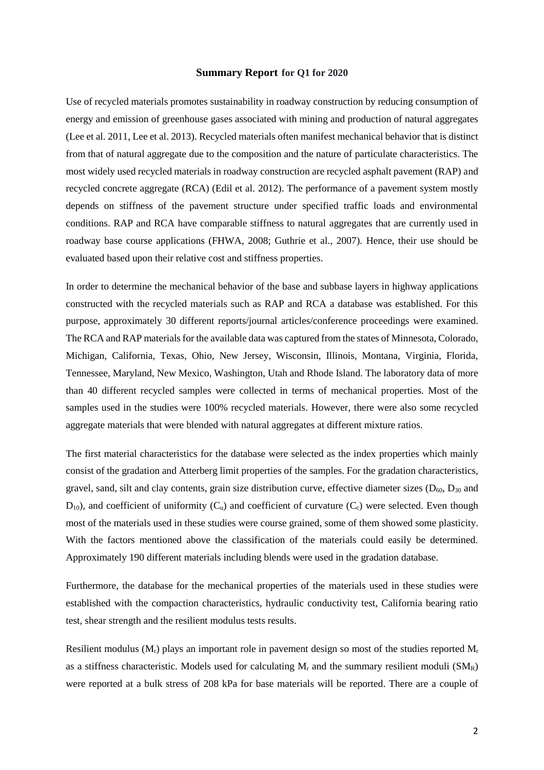## Summary Report for Q1 for 2020

Use of recycled materials promotes sustainability in roadway construction by reducing consumption of energy and emission of greenhouse gases associated with mining and production of natural aggregates (Lee et al. 2011, Lee et al. 2013). Recycled materials often manifest mechanical behavior that is distinct from that of natural aggregate due to the composition and the nature of particulate characteristics. The most widely used recycled materials in roadway construction are recycled asphalt pavement (RAP) and recycled concrete aggregate (RCA) (Edil et al. 2012). The performance of a pavement system mostly depends on stiffness of the pavement structure under specified traffic loads and environmental conditions. RAP and RCA have comparable stiffness to natural aggregates that are currently used in roadway base course applications (FHWA, 2008; Guthrie et al., 2007). Hence, their use should be evaluated based upon their relative cost and stiffness properties.

In order to determine the mechanical behavior of the base and subbase layers in highway applications constructed with the recycled materials such as RAP and RCA a database was established. For this purpose, approximately 30 different reports/journal articles/conference proceedings were examined. The RCA and RAP materials for the available data was captured from the states of Minnesota, Colorado, Michigan, California, Texas, Ohio, New Jersey, Wisconsin, Illinois, Montana, Virginia, Florida, Tennessee, Maryland, New Mexico, Washington, Utah and Rhode Island. The laboratory data of more than 40 different recycled samples were collected in terms of mechanical properties. Most of the samples used in the studies were 100% recycled materials. However, there were also some recycled aggregate materials that were blended with natural aggregates at different mixture ratios.

The first material characteristics for the database were selected as the index properties which mainly consist of the gradation and Atterberg limit properties of the samples. For the gradation characteristics, gravel, sand, silt and clay contents, grain size distribution curve, effective diameter sizes ($D_{60}$, $D_{30}$ and $D_{10}$), and coefficient of uniformity ($C_u$) and coefficient of curvature ($C_c$) were selected. Even though most of the materials used in these studies were course grained, some of them showed some plasticity. With the factors mentioned above the classification of the materials could easily be determined. Approximately 190 different materials including blends were used in the gradation database.

Furthermore, the database for the mechanical properties of the materials used in these studies were established with the compaction characteristics, hydraulic conductivity test, California bearing ratio test, shear strength and the resilient modulus tests results.

Resilient modulus ($M_r$) plays an important role in pavement design so most of the studies reported $M_r$ as a stiffness characteristic. Models used for calculating $M_r$ and the summary resilient moduli ($SM_R$) were reported at a bulk stress of 208 kPa for base materials will be reported. There are a couple of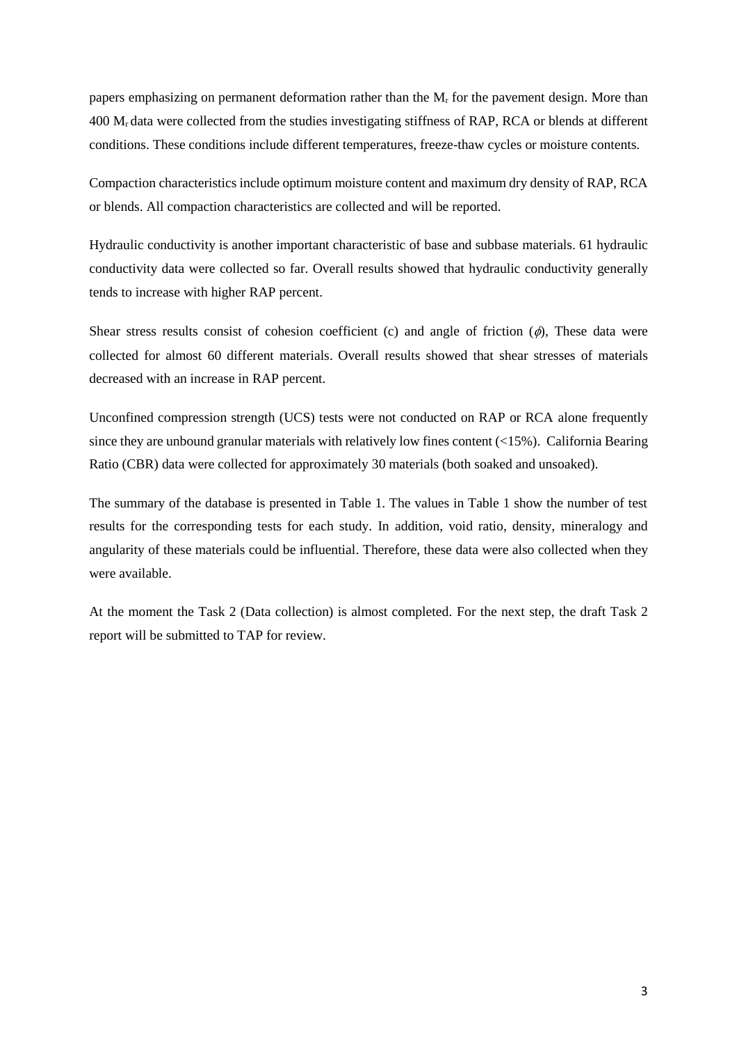papers emphasizing on permanent deformation rather than the $M_r$ for the pavement design. More than 400 $M_r$ data were collected from the studies investigating stiffness of RAP, RCA or blends at different conditions. These conditions include different temperatures, freeze-thaw cycles or moisture contents.

Compaction characteristics include optimum moisture content and maximum dry density of RAP, RCA or blends. All compaction characteristics are collected and will be reported.

Hydraulic conductivity is another important characteristic of base and subbase materials. 61 hydraulic conductivity data were collected so far. Overall results showed that hydraulic conductivity generally tends to increase with higher RAP percent.

Shear stress results consist of cohesion coefficient (c) and angle of friction ($\phi$), These data were collected for almost 60 different materials. Overall results showed that shear stresses of materials decreased with an increase in RAP percent.

Unconfined compression strength (UCS) tests were not conducted on RAP or RCA alone frequently since they are unbound granular materials with relatively low fines content (<15%). California Bearing Ratio (CBR) data were collected for approximately 30 materials (both soaked and unsoaked).

The summary of the database is presented in Table 1. The values in Table 1 show the number of test results for the corresponding tests for each study. In addition, void ratio, density, mineralogy and angularity of these materials could be influential. Therefore, these data were also collected when they were available.

At the moment the Task 2 (Data collection) is almost completed. For the next step, the draft Task 2 report will be submitted to TAP for review.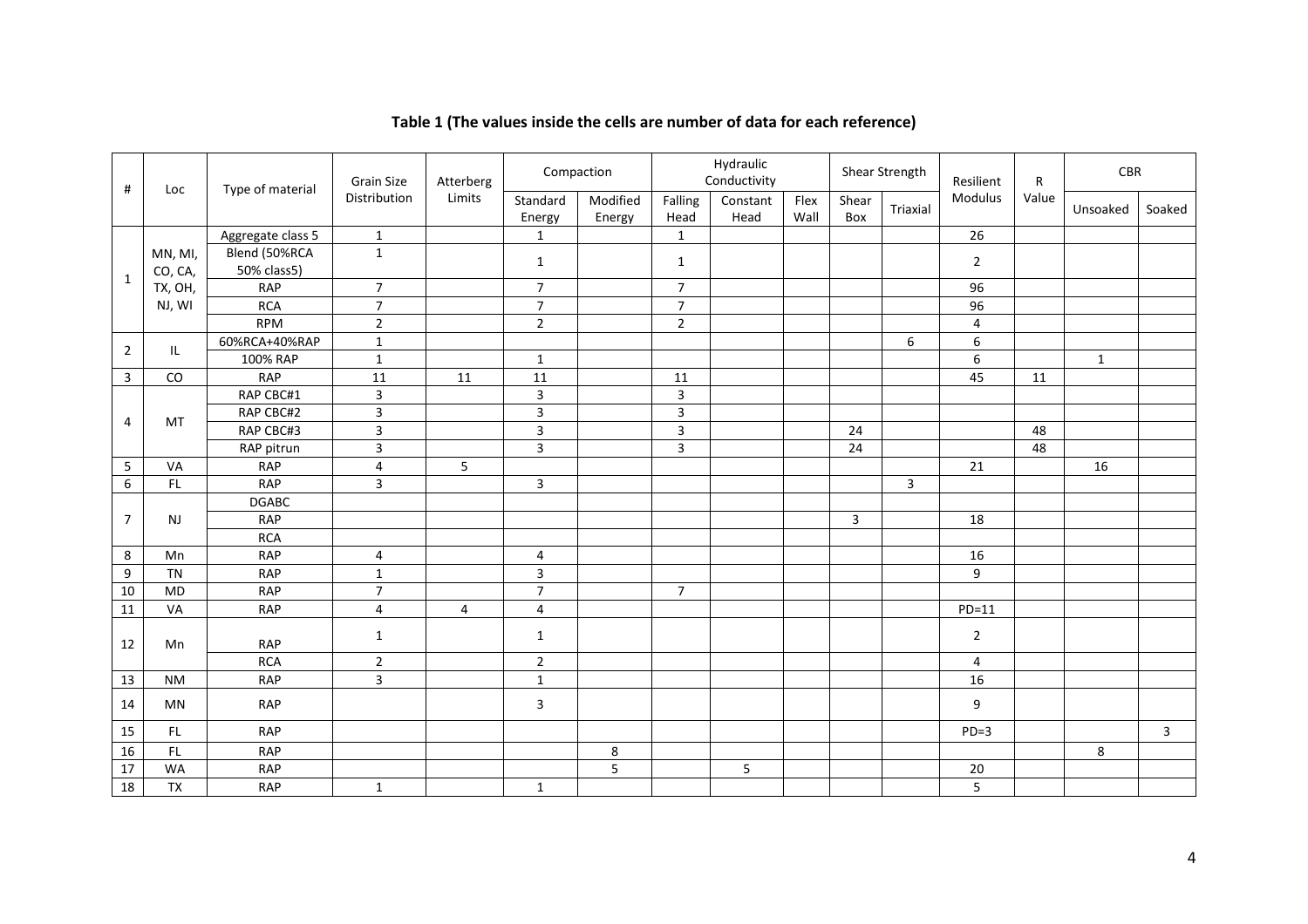**Table 1 (The values inside the cells are number of data for each reference)**

| # | Loc | Type of material | Grain Size Distribution | Atterberg Limits | Compaction | | Hydraulic Conductivity | | | Shear Strength | | Resilient Modulus | R Value | CBR | |
|---|---|---|---|---|---|---|---|---|---|---|---|---|---|---|---|
| | | | | | Standard Energy | Modified Energy | Falling Head | Constant Head | Flex Wall | Shear Box | Triaxial | | | Unsoaked | Soaked |
| 1 | MN, MI, CO, CA, TX, OH, NJ, WI | Aggregate class 5 | 1 | | 1 | | 1 | | | | | 26 | | | |
| | | Blend (50%RCA 50% class5) | 1 | | 1 | | 1 | | | | | 2 | | | |
| | | RAP | 7 | | 7 | | 7 | | | | | 96 | | | |
| | | RCA | 7 | | 7 | | 7 | | | | | 96 | | | |
| | | RPM | 2 | | 2 | | 2 | | | | | 4 | | | |
| 2 | IL | 60%RCA+40%RAP | 1 | | | | | | | | 6 | 6 | | | |
| | | 100% RAP | 1 | | 1 | | | | | | | 6 | | 1 | |
| 3 | CO | RAP | 11 | 11 | 11 | | 11 | | | | | 45 | 11 | | |
| 4 | MT | RAP CBC#1 | 3 | | 3 | | 3 | | | | | | | | |
| | | RAP CBC#2 | 3 | | 3 | | 3 | | | | | | | | |
| | | RAP CBC#3 | 3 | | 3 | | 3 | | | 24 | | | 48 | | |
| | | RAP pitrun | 3 | | 3 | | 3 | | | 24 | | | 48 | | |
| 5 | VA | RAP | 4 | 5 | | | | | | | | 21 | | 16 | |
| 6 | FL | RAP | 3 | | 3 | | | | | | 3 | | | | |
| 7 | NJ | DGABC | | | | | | | | | | | | | |
| | | RAP | | | | | | | | 3 | | 18 | | | |
| | | RCA | | | | | | | | | | | | | |
| 8 | Mn | RAP | 4 | | 4 | | | | | | | 16 | | | |
| 9 | TN | RAP | 1 | | 3 | | | | | | | 9 | | | |
| 10 | MD | RAP | 7 | | 7 | | 7 | | | | | | | | |
| 11 | VA | RAP | 4 | 4 | 4 | | | | | | | PD=11 | | | |
| 12 | Mn | RAP | 1 | | 1 | | | | | | | 2 | | | |
| | | RCA | 2 | | 2 | | | | | | | 4 | | | |
| 13 | NM | RAP | 3 | | 1 | | | | | | | 16 | | | |
| 14 | MN | RAP | | | 3 | | | | | | | 9 | | | |
| 15 | FL | RAP | | | | | | | | | | PD=3 | | | 3 |
| 16 | FL | RAP | | | | 8 | | | | | | | | 8 | |
| 17 | WA | RAP | | | | 5 | | 5 | | | | 20 | | | |
| 18 | TX | RAP | 1 | | 1 | | | | | | | 5 | | | |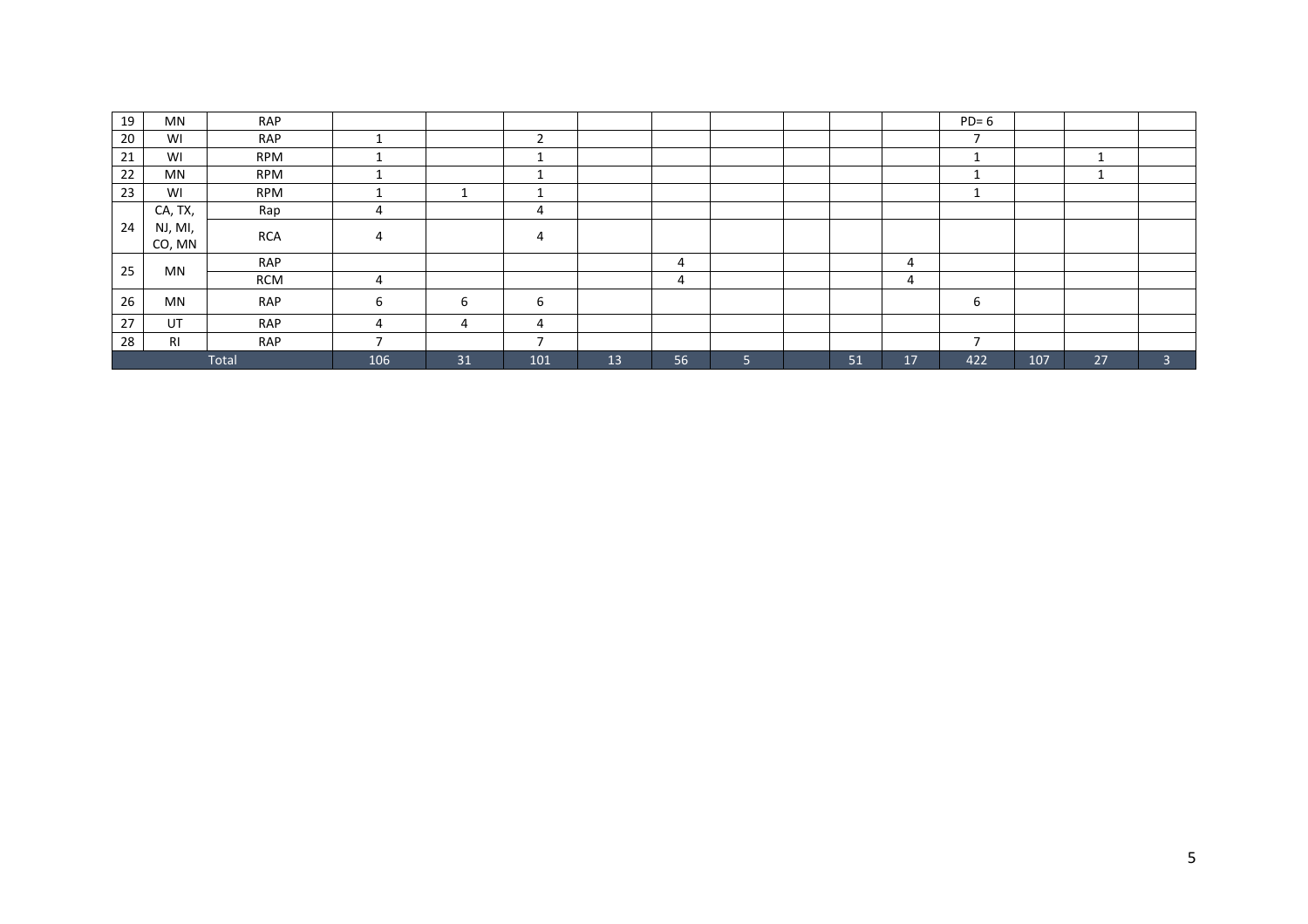| | | | | | | | | | | | | | | | |
|---|---|---|---|---|---|---|---|---|---|---|---|---|---|---|---|
| 19 | MN | RAP | | | | | | | | | | PD= 6 | | | |
| 20 | WI | RAP | 1 | | 2 | | | | | | | 7 | | | |
| 21 | WI | RPM | 1 | | 1 | | | | | | | 1 | | 1 | |
| 22 | MN | RPM | 1 | | 1 | | | | | | | 1 | | 1 | |
| 23 | WI | RPM | 1 | 1 | 1 | | | | | | | 1 | | | |
| 24 | CA, TX, NJ, MI, CO, MN | Rap | 4 | | 4 | | | | | | | | | | |
| | | RCA | 4 | | 4 | | | | | | | | | | |
| 25 | MN | RAP | | | | | 4 | | | | 4 | | | | |
| | | RCM | 4 | | | | 4 | | | | 4 | | | | |
| 26 | MN | RAP | 6 | 6 | 6 | | | | | | | 6 | | | |
| 27 | UT | RAP | 4 | 4 | 4 | | | | | | | | | | |
| 28 | RI | RAP | 7 | | 7 | | | | | | | 7 | | | |
| Total | | | 106 | 31 | 101 | 13 | 56 | 5 | | 51 | 17 | 422 | 107 | 27 | 3 |